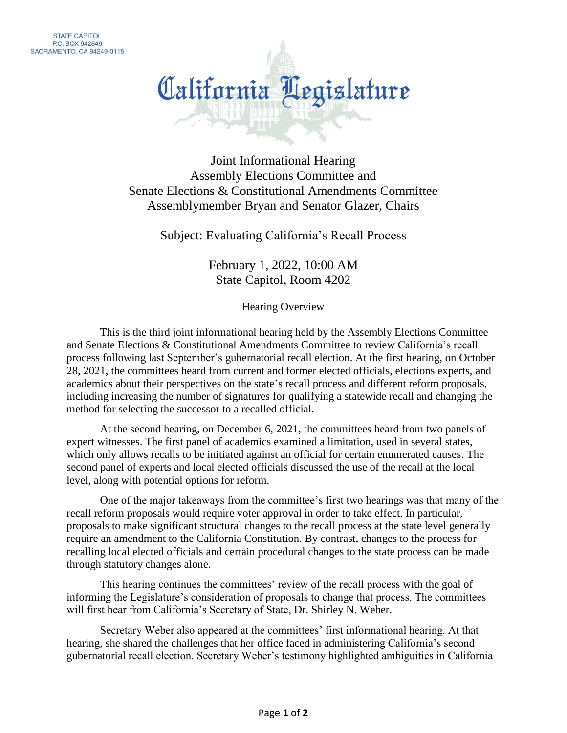STATE CAPITOL
P.O. BOX 942849
SACRAMENTO, CA 94249-0115

# California Legislature

## Joint Informational Hearing
## Assembly Elections Committee and
## Senate Elections & Constitutional Amendments Committee
## Assemblymember Bryan and Senator Glazer, Chairs

### Subject: Evaluating California's Recall Process

February 1, 2022, 10:00 AM
State Capitol, Room 4202

<u>Hearing Overview</u>

This is the third joint informational hearing held by the Assembly Elections Committee and Senate Elections & Constitutional Amendments Committee to review California's recall process following last September's gubernatorial recall election. At the first hearing, on October 28, 2021, the committees heard from current and former elected officials, elections experts, and academics about their perspectives on the state's recall process and different reform proposals, including increasing the number of signatures for qualifying a statewide recall and changing the method for selecting the successor to a recalled official.

At the second hearing, on December 6, 2021, the committees heard from two panels of expert witnesses. The first panel of academics examined a limitation, used in several states, which only allows recalls to be initiated against an official for certain enumerated causes. The second panel of experts and local elected officials discussed the use of the recall at the local level, along with potential options for reform.

One of the major takeaways from the committee's first two hearings was that many of the recall reform proposals would require voter approval in order to take effect. In particular, proposals to make significant structural changes to the recall process at the state level generally require an amendment to the California Constitution. By contrast, changes to the process for recalling local elected officials and certain procedural changes to the state process can be made through statutory changes alone.

This hearing continues the committees' review of the recall process with the goal of informing the Legislature's consideration of proposals to change that process. The committees will first hear from California's Secretary of State, Dr. Shirley N. Weber.

Secretary Weber also appeared at the committees' first informational hearing. At that hearing, she shared the challenges that her office faced in administering California's second gubernatorial recall election. Secretary Weber's testimony highlighted ambiguities in California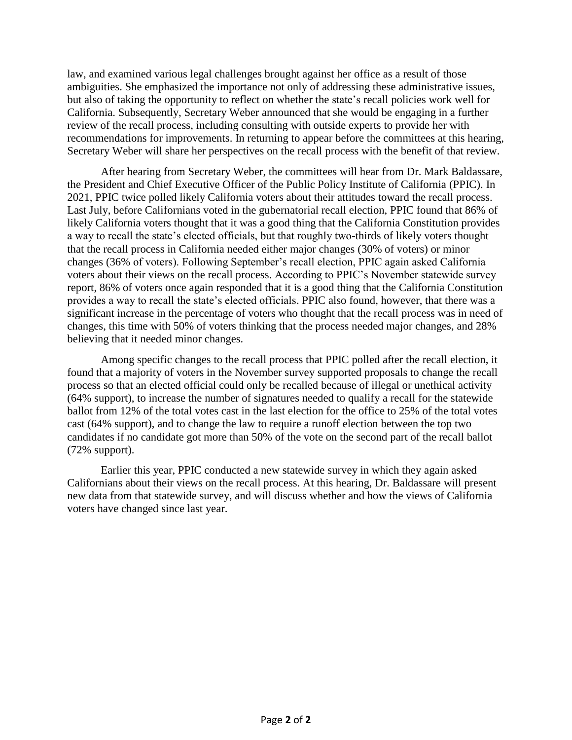law, and examined various legal challenges brought against her office as a result of those ambiguities. She emphasized the importance not only of addressing these administrative issues, but also of taking the opportunity to reflect on whether the state's recall policies work well for California. Subsequently, Secretary Weber announced that she would be engaging in a further review of the recall process, including consulting with outside experts to provide her with recommendations for improvements. In returning to appear before the committees at this hearing, Secretary Weber will share her perspectives on the recall process with the benefit of that review.

After hearing from Secretary Weber, the committees will hear from Dr. Mark Baldassare, the President and Chief Executive Officer of the Public Policy Institute of California (PPIC). In 2021, PPIC twice polled likely California voters about their attitudes toward the recall process. Last July, before Californians voted in the gubernatorial recall election, PPIC found that 86% of likely California voters thought that it was a good thing that the California Constitution provides a way to recall the state's elected officials, but that roughly two-thirds of likely voters thought that the recall process in California needed either major changes (30% of voters) or minor changes (36% of voters). Following September's recall election, PPIC again asked California voters about their views on the recall process. According to PPIC's November statewide survey report, 86% of voters once again responded that it is a good thing that the California Constitution provides a way to recall the state's elected officials. PPIC also found, however, that there was a significant increase in the percentage of voters who thought that the recall process was in need of changes, this time with 50% of voters thinking that the process needed major changes, and 28% believing that it needed minor changes.

Among specific changes to the recall process that PPIC polled after the recall election, it found that a majority of voters in the November survey supported proposals to change the recall process so that an elected official could only be recalled because of illegal or unethical activity (64% support), to increase the number of signatures needed to qualify a recall for the statewide ballot from 12% of the total votes cast in the last election for the office to 25% of the total votes cast (64% support), and to change the law to require a runoff election between the top two candidates if no candidate got more than 50% of the vote on the second part of the recall ballot (72% support).

Earlier this year, PPIC conducted a new statewide survey in which they again asked Californians about their views on the recall process. At this hearing, Dr. Baldassare will present new data from that statewide survey, and will discuss whether and how the views of California voters have changed since last year.